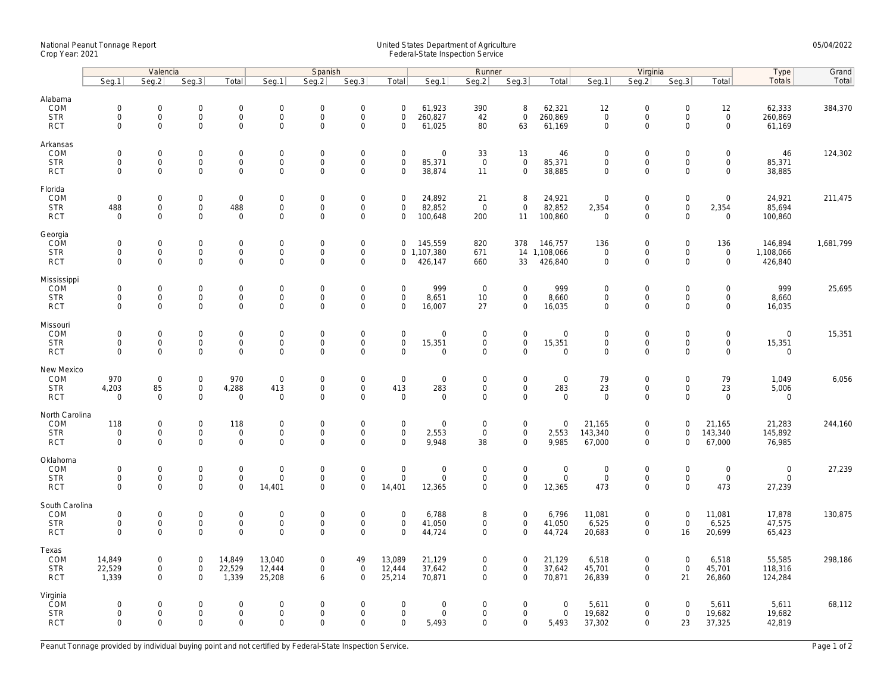National Peanut Tonnage Report
Crop Year: 2021

United States Department of Agriculture
Federal-State Inspection Service

05/04/2022

| | Valencia | | | | Spanish | | | | Runner | | | | Virginia | | | | Type | Grand |
|---|---|---|---|---|---|---|---|---|---|---|---|---|---|---|---|---|---|---|
| | Seg.1 | Seg.2 | Seg.3 | Total | Seg.1 | Seg.2 | Seg.3 | Total | Seg.1 | Seg.2 | Seg.3 | Total | Seg.1 | Seg.2 | Seg.3 | Total | Totals | Total |
| **Alabama** | | | | | | | | | | | | | | | | | | |
| COM | 0 | 0 | 0 | 0 | 0 | 0 | 0 | 0 | 61,923 | 390 | 8 | 62,321 | 12 | 0 | 0 | 12 | 62,333 | 384,370 |
| STR | 0 | 0 | 0 | 0 | 0 | 0 | 0 | 0 | 260,827 | 42 | 0 | 260,869 | 0 | 0 | 0 | 0 | 260,869 | |
| RCT | 0 | 0 | 0 | 0 | 0 | 0 | 0 | 0 | 61,025 | 80 | 63 | 61,169 | 0 | 0 | 0 | 0 | 61,169 | |
| **Arkansas** | | | | | | | | | | | | | | | | | | |
| COM | 0 | 0 | 0 | 0 | 0 | 0 | 0 | 0 | 0 | 33 | 13 | 46 | 0 | 0 | 0 | 0 | 46 | 124,302 |
| STR | 0 | 0 | 0 | 0 | 0 | 0 | 0 | 0 | 85,371 | 0 | 0 | 85,371 | 0 | 0 | 0 | 0 | 85,371 | |
| RCT | 0 | 0 | 0 | 0 | 0 | 0 | 0 | 0 | 38,874 | 11 | 0 | 38,885 | 0 | 0 | 0 | 0 | 38,885 | |
| **Florida** | | | | | | | | | | | | | | | | | | |
| COM | 0 | 0 | 0 | 0 | 0 | 0 | 0 | 0 | 24,892 | 21 | 8 | 24,921 | 0 | 0 | 0 | 0 | 24,921 | 211,475 |
| STR | 488 | 0 | 0 | 488 | 0 | 0 | 0 | 0 | 82,852 | 0 | 0 | 82,852 | 2,354 | 0 | 0 | 2,354 | 85,694 | |
| RCT | 0 | 0 | 0 | 0 | 0 | 0 | 0 | 0 | 100,648 | 200 | 11 | 100,860 | 0 | 0 | 0 | 0 | 100,860 | |
| **Georgia** | | | | | | | | | | | | | | | | | | |
| COM | 0 | 0 | 0 | 0 | 0 | 0 | 0 | 0 | 145,559 | 820 | 378 | 146,757 | 136 | 0 | 0 | 136 | 146,894 | 1,681,799 |
| STR | 0 | 0 | 0 | 0 | 0 | 0 | 0 | 0 | 1,107,380 | 671 | 14 | 1,108,066 | 0 | 0 | 0 | 0 | 1,108,066 | |
| RCT | 0 | 0 | 0 | 0 | 0 | 0 | 0 | 0 | 426,147 | 660 | 33 | 426,840 | 0 | 0 | 0 | 0 | 426,840 | |
| **Mississippi** | | | | | | | | | | | | | | | | | | |
| COM | 0 | 0 | 0 | 0 | 0 | 0 | 0 | 0 | 999 | 0 | 0 | 999 | 0 | 0 | 0 | 0 | 999 | 25,695 |
| STR | 0 | 0 | 0 | 0 | 0 | 0 | 0 | 0 | 8,651 | 10 | 0 | 8,660 | 0 | 0 | 0 | 0 | 8,660 | |
| RCT | 0 | 0 | 0 | 0 | 0 | 0 | 0 | 0 | 16,007 | 27 | 0 | 16,035 | 0 | 0 | 0 | 0 | 16,035 | |
| **Missouri** | | | | | | | | | | | | | | | | | | |
| COM | 0 | 0 | 0 | 0 | 0 | 0 | 0 | 0 | 0 | 0 | 0 | 0 | 0 | 0 | 0 | 0 | 0 | 15,351 |
| STR | 0 | 0 | 0 | 0 | 0 | 0 | 0 | 0 | 15,351 | 0 | 0 | 15,351 | 0 | 0 | 0 | 0 | 15,351 | |
| RCT | 0 | 0 | 0 | 0 | 0 | 0 | 0 | 0 | 0 | 0 | 0 | 0 | 0 | 0 | 0 | 0 | 0 | |
| **New Mexico** | | | | | | | | | | | | | | | | | | |
| COM | 970 | 0 | 0 | 970 | 0 | 0 | 0 | 0 | 0 | 0 | 0 | 0 | 79 | 0 | 0 | 79 | 1,049 | 6,056 |
| STR | 4,203 | 85 | 0 | 4,288 | 413 | 0 | 0 | 413 | 283 | 0 | 0 | 283 | 23 | 0 | 0 | 23 | 5,006 | |
| RCT | 0 | 0 | 0 | 0 | 0 | 0 | 0 | 0 | 0 | 0 | 0 | 0 | 0 | 0 | 0 | 0 | 0 | |
| **North Carolina** | | | | | | | | | | | | | | | | | | |
| COM | 118 | 0 | 0 | 118 | 0 | 0 | 0 | 0 | 0 | 0 | 0 | 0 | 21,165 | 0 | 0 | 21,165 | 21,283 | 244,160 |
| STR | 0 | 0 | 0 | 0 | 0 | 0 | 0 | 0 | 2,553 | 0 | 0 | 2,553 | 143,340 | 0 | 0 | 143,340 | 145,892 | |
| RCT | 0 | 0 | 0 | 0 | 0 | 0 | 0 | 0 | 9,948 | 38 | 0 | 9,985 | 67,000 | 0 | 0 | 67,000 | 76,985 | |
| **Oklahoma** | | | | | | | | | | | | | | | | | | |
| COM | 0 | 0 | 0 | 0 | 0 | 0 | 0 | 0 | 0 | 0 | 0 | 0 | 0 | 0 | 0 | 0 | 0 | 27,239 |
| STR | 0 | 0 | 0 | 0 | 0 | 0 | 0 | 0 | 0 | 0 | 0 | 0 | 0 | 0 | 0 | 0 | 0 | |
| RCT | 0 | 0 | 0 | 0 | 14,401 | 0 | 0 | 14,401 | 12,365 | 0 | 0 | 12,365 | 473 | 0 | 0 | 473 | 27,239 | |
| **South Carolina** | | | | | | | | | | | | | | | | | | |
| COM | 0 | 0 | 0 | 0 | 0 | 0 | 0 | 0 | 6,788 | 8 | 0 | 6,796 | 11,081 | 0 | 0 | 11,081 | 17,878 | 130,875 |
| STR | 0 | 0 | 0 | 0 | 0 | 0 | 0 | 0 | 41,050 | 0 | 0 | 41,050 | 6,525 | 0 | 0 | 6,525 | 47,575 | |
| RCT | 0 | 0 | 0 | 0 | 0 | 0 | 0 | 0 | 44,724 | 0 | 0 | 44,724 | 20,683 | 0 | 16 | 20,699 | 65,423 | |
| **Texas** | | | | | | | | | | | | | | | | | | |
| COM | 14,849 | 0 | 0 | 14,849 | 13,040 | 0 | 49 | 13,089 | 21,129 | 0 | 0 | 21,129 | 6,518 | 0 | 0 | 6,518 | 55,585 | 298,186 |
| STR | 22,529 | 0 | 0 | 22,529 | 12,444 | 0 | 0 | 12,444 | 37,642 | 0 | 0 | 37,642 | 45,701 | 0 | 0 | 45,701 | 118,316 | |
| RCT | 1,339 | 0 | 0 | 1,339 | 25,208 | 6 | 0 | 25,214 | 70,871 | 0 | 0 | 70,871 | 26,839 | 0 | 21 | 26,860 | 124,284 | |
| **Virginia** | | | | | | | | | | | | | | | | | | |
| COM | 0 | 0 | 0 | 0 | 0 | 0 | 0 | 0 | 0 | 0 | 0 | 0 | 5,611 | 0 | 0 | 5,611 | 5,611 | 68,112 |
| STR | 0 | 0 | 0 | 0 | 0 | 0 | 0 | 0 | 0 | 0 | 0 | 0 | 19,682 | 0 | 0 | 19,682 | 19,682 | |
| RCT | 0 | 0 | 0 | 0 | 0 | 0 | 0 | 0 | 5,493 | 0 | 0 | 5,493 | 37,302 | 0 | 23 | 37,325 | 42,819 | |

Peanut Tonnage provided by individual buying point and not certified by Federal-State Inspection Service.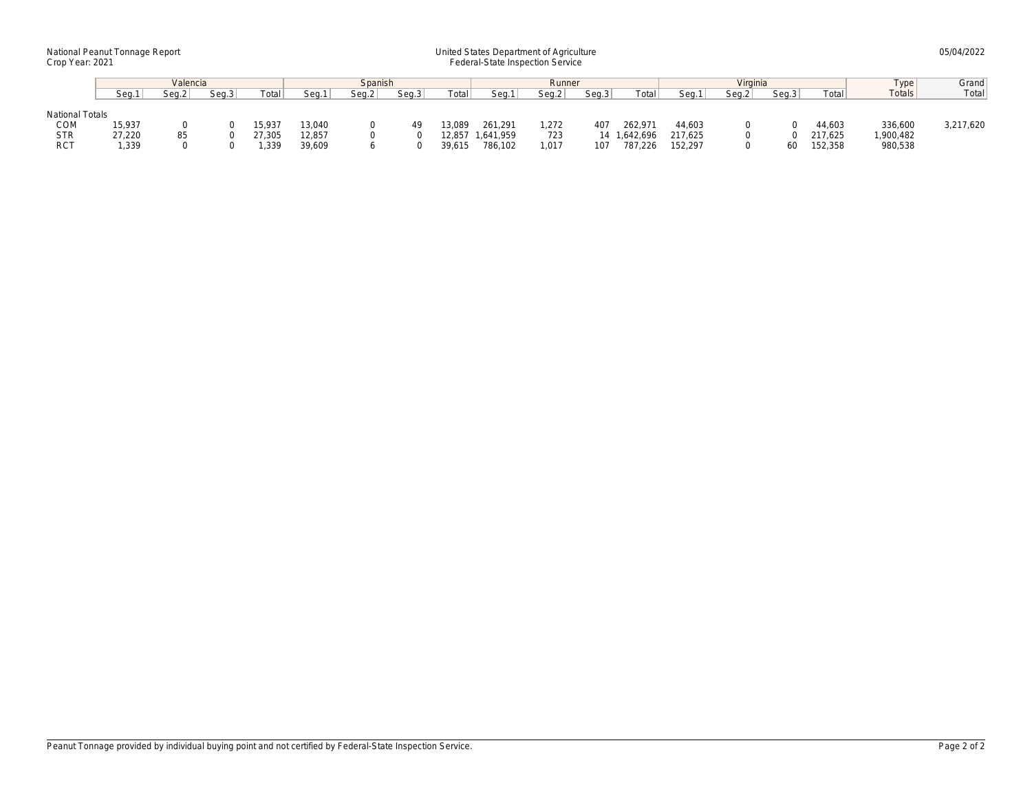National Peanut Tonnage Report
Crop Year: 2021

United States Department of Agriculture
Federal-State Inspection Service

05/04/2022

| | Valencia | | | | Spanish | | | | Runner | | | | Virginia | | | | Type | Grand |
|---|---|---|---|---|---|---|---|---|---|---|---|---|---|---|---|---|---|---|
| | Seg.1 | Seg.2 | Seg.3 | Total | Seg.1 | Seg.2 | Seg.3 | Total | Seg.1 | Seg.2 | Seg.3 | Total | Seg.1 | Seg.2 | Seg.3 | Total | Totals | Total |
| National Totals | | | | | | | | | | | | | | | | | | |
| COM | 15,937 | 0 | 0 | 15,937 | 13,040 | 0 | 49 | 13,089 | 261,291 | 1,272 | 407 | 262,971 | 44,603 | 0 | 0 | 44,603 | 336,600 | 3,217,620 |
| STR | 27,220 | 85 | 0 | 27,305 | 12,857 | 0 | 0 | 12,857 | 1,641,959 | 723 | 14 | 1,642,696 | 217,625 | 0 | 0 | 217,625 | 1,900,482 | |
| RCT | 1,339 | 0 | 0 | 1,339 | 39,609 | 6 | 0 | 39,615 | 786,102 | 1,017 | 107 | 787,226 | 152,297 | 0 | 60 | 152,358 | 980,538 | |

Peanut Tonnage provided by individual buying point and not certified by Federal-State Inspection Service.